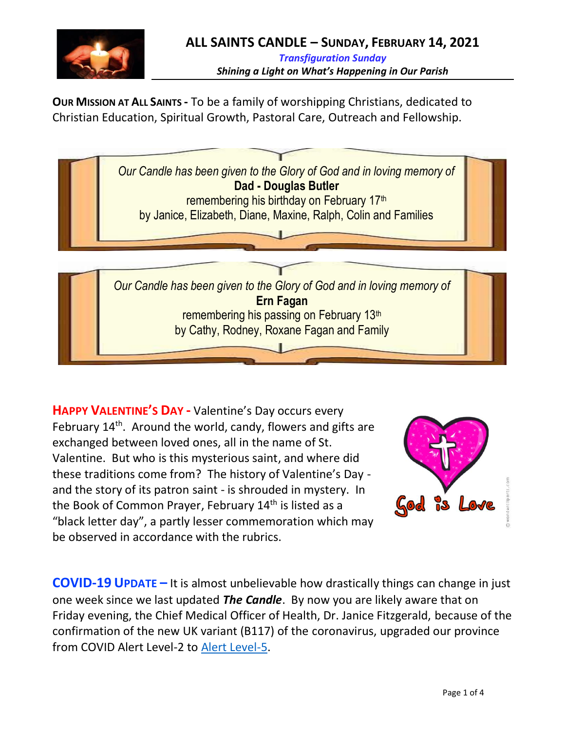# ALL SAINTS CANDLE – SUNDAY, FEBRUARY 14, 2021

***Transfiguration Sunday***

***Shining a Light on What's Happening in Our Parish***

**OUR MISSION AT ALL SAINTS -** To be a family of worshipping Christians, dedicated to Christian Education, Spiritual Growth, Pastoral Care, Outreach and Fellowship.

*Our Candle has been given to the Glory of God and in loving memory of*
**Dad - Douglas Butler**
remembering his birthday on February 17th
by Janice, Elizabeth, Diane, Maxine, Ralph, Colin and Families

*Our Candle has been given to the Glory of God and in loving memory of*
**Ern Fagan**
remembering his passing on February 13th
by Cathy, Rodney, Roxane Fagan and Family

**HAPPY VALENTINE'S DAY -** Valentine's Day occurs every February 14th. Around the world, candy, flowers and gifts are exchanged between loved ones, all in the name of St. Valentine. But who is this mysterious saint, and where did these traditions come from? The history of Valentine's Day - and the story of its patron saint - is shrouded in mystery. In the Book of Common Prayer, February 14th is listed as a "black letter day", a partly lesser commemoration which may be observed in accordance with the rubrics.

God is Love

**COVID-19 UPDATE –** It is almost unbelievable how drastically things can change in just one week since we last updated ***The Candle***. By now you are likely aware that on Friday evening, the Chief Medical Officer of Health, Dr. Janice Fitzgerald, because of the confirmation of the new UK variant (B117) of the coronavirus, upgraded our province from COVID Alert Level-2 to Alert Level-5.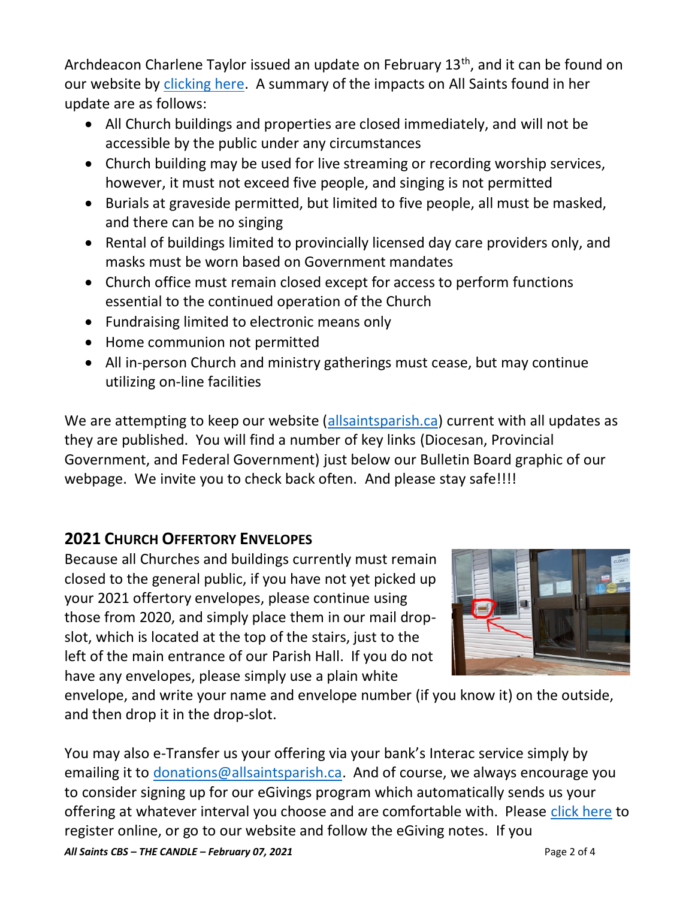Archdeacon Charlene Taylor issued an update on February 13th, and it can be found on our website by [clicking here](). A summary of the impacts on All Saints found in her update are as follows:

- All Church buildings and properties are closed immediately, and will not be accessible by the public under any circumstances
- Church building may be used for live streaming or recording worship services, however, it must not exceed five people, and singing is not permitted
- Burials at graveside permitted, but limited to five people, all must be masked, and there can be no singing
- Rental of buildings limited to provincially licensed day care providers only, and masks must be worn based on Government mandates
- Church office must remain closed except for access to perform functions essential to the continued operation of the Church
- Fundraising limited to electronic means only
- Home communion not permitted
- All in-person Church and ministry gatherings must cease, but may continue utilizing on-line facilities

We are attempting to keep our website (allsaintsparish.ca) current with all updates as they are published. You will find a number of key links (Diocesan, Provincial Government, and Federal Government) just below our Bulletin Board graphic of our webpage. We invite you to check back often. And please stay safe!!!!

## 2021 Church Offertory Envelopes

Because all Churches and buildings currently must remain closed to the general public, if you have not yet picked up your 2021 offertory envelopes, please continue using those from 2020, and simply place them in our mail drop-slot, which is located at the top of the stairs, just to the left of the main entrance of our Parish Hall. If you do not have any envelopes, please simply use a plain white envelope, and write your name and envelope number (if you know it) on the outside, and then drop it in the drop-slot.

You may also e-Transfer us your offering via your bank's Interac service simply by emailing it to donations@allsaintsparish.ca. And of course, we always encourage you to consider signing up for our eGivings program which automatically sends us your offering at whatever interval you choose and are comfortable with. Please [click here]() to register online, or go to our website and follow the eGiving notes. If you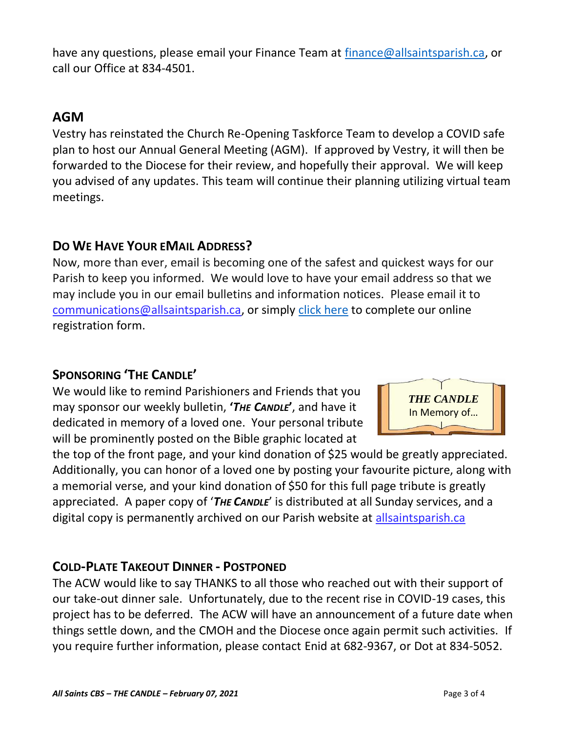have any questions, please email your Finance Team at [finance@allsaintsparish.ca](mailto:finance@allsaintsparish.ca), or call our Office at 834-4501.

## AGM

Vestry has reinstated the Church Re-Opening Taskforce Team to develop a COVID safe plan to host our Annual General Meeting (AGM). If approved by Vestry, it will then be forwarded to the Diocese for their review, and hopefully their approval. We will keep you advised of any updates. This team will continue their planning utilizing virtual team meetings.

## DO WE HAVE YOUR EMAIL ADDRESS?

Now, more than ever, email is becoming one of the safest and quickest ways for our Parish to keep you informed. We would love to have your email address so that we may include you in our email bulletins and information notices. Please email it to [communications@allsaintsparish.ca](mailto:communications@allsaintsparish.ca), or simply click here to complete our online registration form.

## SPONSORING 'THE CANDLE'

***THE CANDLE***
In Memory of…

We would like to remind Parishioners and Friends that you may sponsor our weekly bulletin, **'*THE CANDLE*'**, and have it dedicated in memory of a loved one. Your personal tribute will be prominently posted on the Bible graphic located at the top of the front page, and your kind donation of $25 would be greatly appreciated. Additionally, you can honor of a loved one by posting your favourite picture, along with a memorial verse, and your kind donation of $50 for this full page tribute is greatly appreciated. A paper copy of '***THE CANDLE***' is distributed at all Sunday services, and a digital copy is permanently archived on our Parish website at [allsaintsparish.ca](http://allsaintsparish.ca)

## COLD-PLATE TAKEOUT DINNER - POSTPONED

The ACW would like to say THANKS to all those who reached out with their support of our take-out dinner sale. Unfortunately, due to the recent rise in COVID-19 cases, this project has to be deferred. The ACW will have an announcement of a future date when things settle down, and the CMOH and the Diocese once again permit such activities. If you require further information, please contact Enid at 682-9367, or Dot at 834-5052.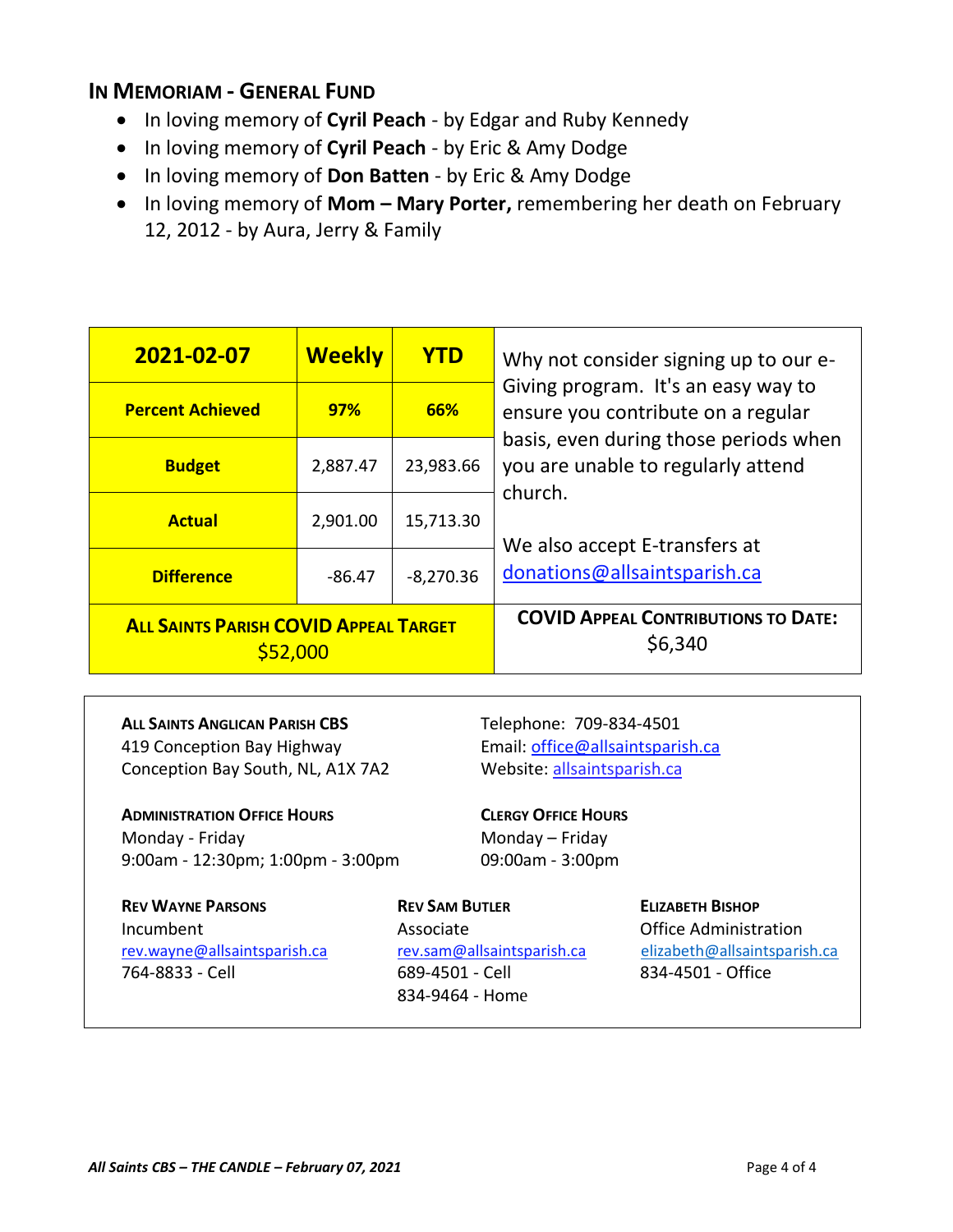## In Memoriam - General Fund

- In loving memory of **Cyril Peach** - by Edgar and Ruby Kennedy
- In loving memory of **Cyril Peach** - by Eric & Amy Dodge
- In loving memory of **Don Batten** - by Eric & Amy Dodge
- In loving memory of **Mom – Mary Porter,** remembering her death on February 12, 2012 - by Aura, Jerry & Family

| 2021-02-07 | Weekly | YTD |
|---|---|---|
| **Percent Achieved** | **97%** | **66%** |
| **Budget** | 2,887.47 | 23,983.66 |
| **Actual** | 2,901.00 | 15,713.30 |
| **Difference** | -86.47 | -8,270.36 |

Why not consider signing up to our e-Giving program. It's an easy way to ensure you contribute on a regular basis, even during those periods when you are unable to regularly attend church.

We also accept E-transfers at donations@allsaintsparish.ca

**All Saints Parish COVID Appeal Target**
$52,000

**COVID Appeal Contributions to Date:**
$6,340

**All Saints Anglican Parish CBS**
419 Conception Bay Highway
Conception Bay South, NL, A1X 7A2

Telephone: 709-834-4501
Email: office@allsaintsparish.ca
Website: allsaintsparish.ca

**Administration Office Hours**
Monday - Friday
9:00am - 12:30pm; 1:00pm - 3:00pm

**Clergy Office Hours**
Monday – Friday
09:00am - 3:00pm

**Rev Wayne Parsons**
Incumbent
rev.wayne@allsaintsparish.ca
764-8833 - Cell

**Rev Sam Butler**
Associate
rev.sam@allsaintsparish.ca
689-4501 - Cell
834-9464 - Home

**Elizabeth Bishop**
Office Administration
elizabeth@allsaintsparish.ca
834-4501 - Office